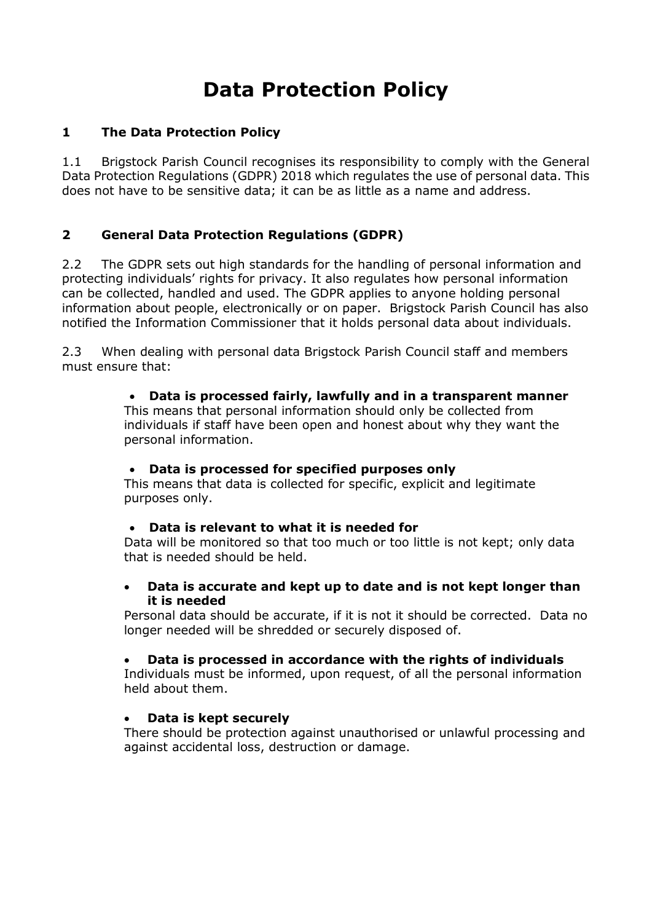# Data Protection Policy

## 1 The Data Protection Policy

1.1 Brigstock Parish Council recognises its responsibility to comply with the General Data Protection Regulations (GDPR) 2018 which regulates the use of personal data. This does not have to be sensitive data; it can be as little as a name and address.

## 2 General Data Protection Regulations (GDPR)

2.2 The GDPR sets out high standards for the handling of personal information and protecting individuals' rights for privacy. It also regulates how personal information can be collected, handled and used. The GDPR applies to anyone holding personal information about people, electronically or on paper. Brigstock Parish Council has also notified the Information Commissioner that it holds personal data about individuals.

2.3 When dealing with personal data Brigstock Parish Council staff and members must ensure that:

- **Data is processed fairly, lawfully and in a transparent manner**
  This means that personal information should only be collected from individuals if staff have been open and honest about why they want the personal information.

- **Data is processed for specified purposes only**
  This means that data is collected for specific, explicit and legitimate purposes only.

- **Data is relevant to what it is needed for**
  Data will be monitored so that too much or too little is not kept; only data that is needed should be held.

- **Data is accurate and kept up to date and is not kept longer than it is needed**
  Personal data should be accurate, if it is not it should be corrected. Data no longer needed will be shredded or securely disposed of.

- **Data is processed in accordance with the rights of individuals**
  Individuals must be informed, upon request, of all the personal information held about them.

- **Data is kept securely**
  There should be protection against unauthorised or unlawful processing and against accidental loss, destruction or damage.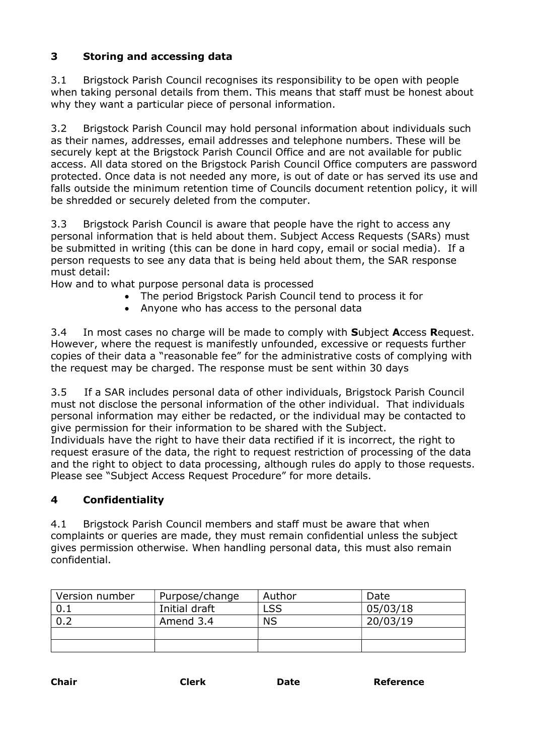## 3 Storing and accessing data

3.1 Brigstock Parish Council recognises its responsibility to be open with people when taking personal details from them. This means that staff must be honest about why they want a particular piece of personal information.

3.2 Brigstock Parish Council may hold personal information about individuals such as their names, addresses, email addresses and telephone numbers. These will be securely kept at the Brigstock Parish Council Office and are not available for public access. All data stored on the Brigstock Parish Council Office computers are password protected. Once data is not needed any more, is out of date or has served its use and falls outside the minimum retention time of Councils document retention policy, it will be shredded or securely deleted from the computer.

3.3 Brigstock Parish Council is aware that people have the right to access any personal information that is held about them. Subject Access Requests (SARs) must be submitted in writing (this can be done in hard copy, email or social media). If a person requests to see any data that is being held about them, the SAR response must detail:

How and to what purpose personal data is processed

- The period Brigstock Parish Council tend to process it for
- Anyone who has access to the personal data

3.4 In most cases no charge will be made to comply with **S**ubject **A**ccess **R**equest. However, where the request is manifestly unfounded, excessive or requests further copies of their data a "reasonable fee" for the administrative costs of complying with the request may be charged. The response must be sent within 30 days

3.5 If a SAR includes personal data of other individuals, Brigstock Parish Council must not disclose the personal information of the other individual. That individuals personal information may either be redacted, or the individual may be contacted to give permission for their information to be shared with the Subject.
Individuals have the right to have their data rectified if it is incorrect, the right to request erasure of the data, the right to request restriction of processing of the data and the right to object to data processing, although rules do apply to those requests. Please see "Subject Access Request Procedure" for more details.

## 4 Confidentiality

4.1 Brigstock Parish Council members and staff must be aware that when complaints or queries are made, they must remain confidential unless the subject gives permission otherwise. When handling personal data, this must also remain confidential.

| Version number | Purpose/change | Author | Date |
|---|---|---|---|
| 0.1 | Initial draft | LSS | 05/03/18 |
| 0.2 | Amend 3.4 | NS | 20/03/19 |
| | | | |
| | | | |

**Chair** **Clerk** **Date** **Reference**